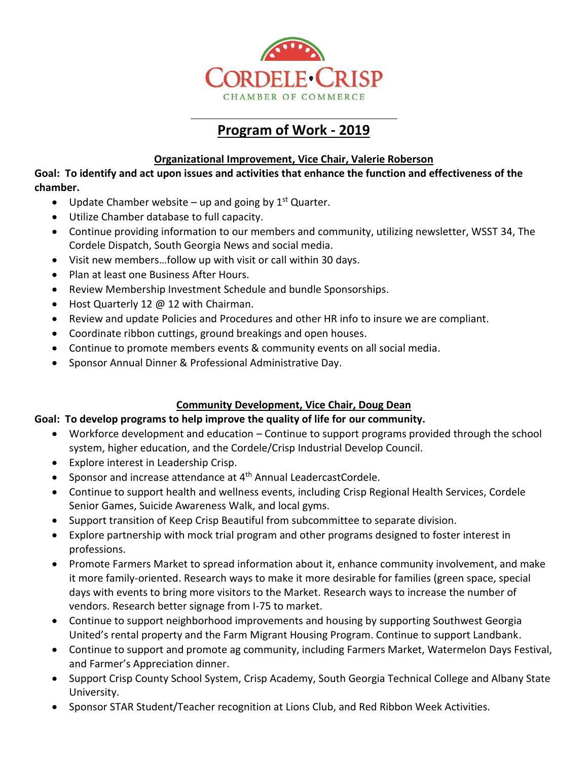# Cordele·Crisp Chamber of Commerce

## Program of Work - 2019

### Organizational Improvement, Vice Chair, Valerie Roberson

**Goal: To identify and act upon issues and activities that enhance the function and effectiveness of the chamber.**

- Update Chamber website – up and going by 1st Quarter.
- Utilize Chamber database to full capacity.
- Continue providing information to our members and community, utilizing newsletter, WSST 34, The Cordele Dispatch, South Georgia News and social media.
- Visit new members…follow up with visit or call within 30 days.
- Plan at least one Business After Hours.
- Review Membership Investment Schedule and bundle Sponsorships.
- Host Quarterly 12 @ 12 with Chairman.
- Review and update Policies and Procedures and other HR info to insure we are compliant.
- Coordinate ribbon cuttings, ground breakings and open houses.
- Continue to promote members events & community events on all social media.
- Sponsor Annual Dinner & Professional Administrative Day.

### Community Development, Vice Chair, Doug Dean

**Goal: To develop programs to help improve the quality of life for our community.**

- Workforce development and education – Continue to support programs provided through the school system, higher education, and the Cordele/Crisp Industrial Develop Council.
- Explore interest in Leadership Crisp.
- Sponsor and increase attendance at 4th Annual LeadercastCordele.
- Continue to support health and wellness events, including Crisp Regional Health Services, Cordele Senior Games, Suicide Awareness Walk, and local gyms.
- Support transition of Keep Crisp Beautiful from subcommittee to separate division.
- Explore partnership with mock trial program and other programs designed to foster interest in professions.
- Promote Farmers Market to spread information about it, enhance community involvement, and make it more family-oriented. Research ways to make it more desirable for families (green space, special days with events to bring more visitors to the Market. Research ways to increase the number of vendors. Research better signage from I-75 to market.
- Continue to support neighborhood improvements and housing by supporting Southwest Georgia United's rental property and the Farm Migrant Housing Program. Continue to support Landbank.
- Continue to support and promote ag community, including Farmers Market, Watermelon Days Festival, and Farmer's Appreciation dinner.
- Support Crisp County School System, Crisp Academy, South Georgia Technical College and Albany State University.
- Sponsor STAR Student/Teacher recognition at Lions Club, and Red Ribbon Week Activities.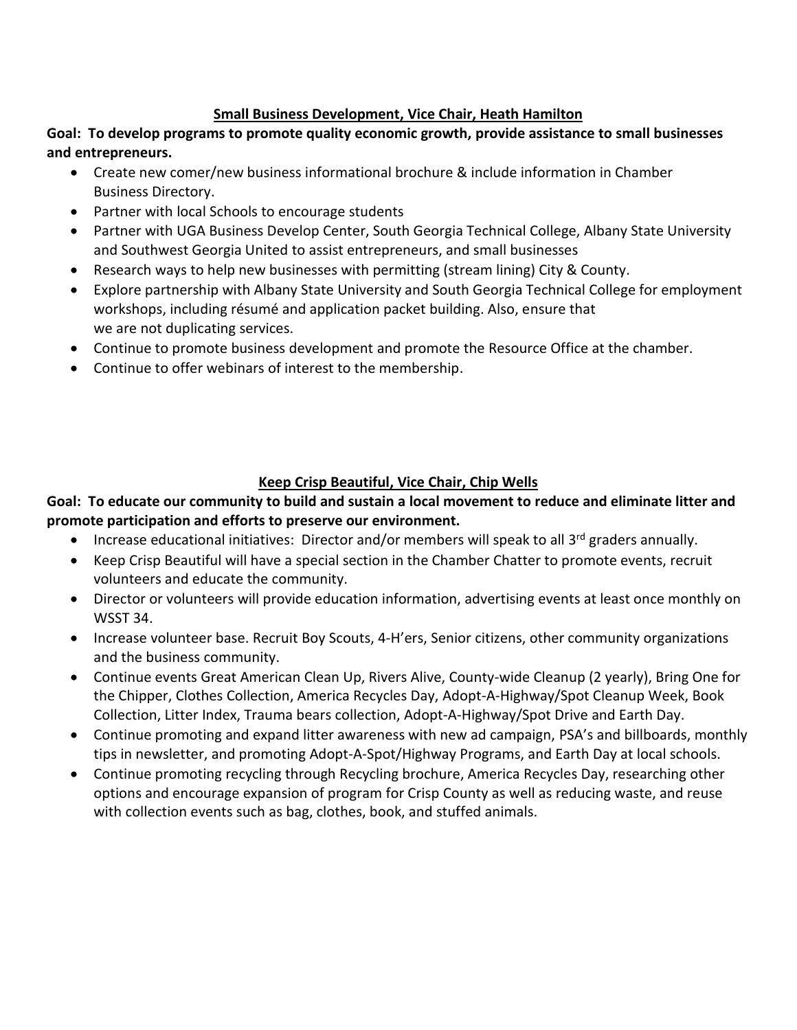## <u>Small Business Development, Vice Chair, Heath Hamilton</u>

**Goal: To develop programs to promote quality economic growth, provide assistance to small businesses and entrepreneurs.**

- Create new comer/new business informational brochure & include information in Chamber Business Directory.
- Partner with local Schools to encourage students
- Partner with UGA Business Develop Center, South Georgia Technical College, Albany State University and Southwest Georgia United to assist entrepreneurs, and small businesses
- Research ways to help new businesses with permitting (stream lining) City & County.
- Explore partnership with Albany State University and South Georgia Technical College for employment workshops, including résumé and application packet building. Also, ensure that we are not duplicating services.
- Continue to promote business development and promote the Resource Office at the chamber.
- Continue to offer webinars of interest to the membership.

## <u>Keep Crisp Beautiful, Vice Chair, Chip Wells</u>

**Goal: To educate our community to build and sustain a local movement to reduce and eliminate litter and promote participation and efforts to preserve our environment.**

- Increase educational initiatives: Director and/or members will speak to all 3rd graders annually.
- Keep Crisp Beautiful will have a special section in the Chamber Chatter to promote events, recruit volunteers and educate the community.
- Director or volunteers will provide education information, advertising events at least once monthly on WSST 34.
- Increase volunteer base. Recruit Boy Scouts, 4-H'ers, Senior citizens, other community organizations and the business community.
- Continue events Great American Clean Up, Rivers Alive, County-wide Cleanup (2 yearly), Bring One for the Chipper, Clothes Collection, America Recycles Day, Adopt-A-Highway/Spot Cleanup Week, Book Collection, Litter Index, Trauma bears collection, Adopt-A-Highway/Spot Drive and Earth Day.
- Continue promoting and expand litter awareness with new ad campaign, PSA's and billboards, monthly tips in newsletter, and promoting Adopt-A-Spot/Highway Programs, and Earth Day at local schools.
- Continue promoting recycling through Recycling brochure, America Recycles Day, researching other options and encourage expansion of program for Crisp County as well as reducing waste, and reuse with collection events such as bag, clothes, book, and stuffed animals.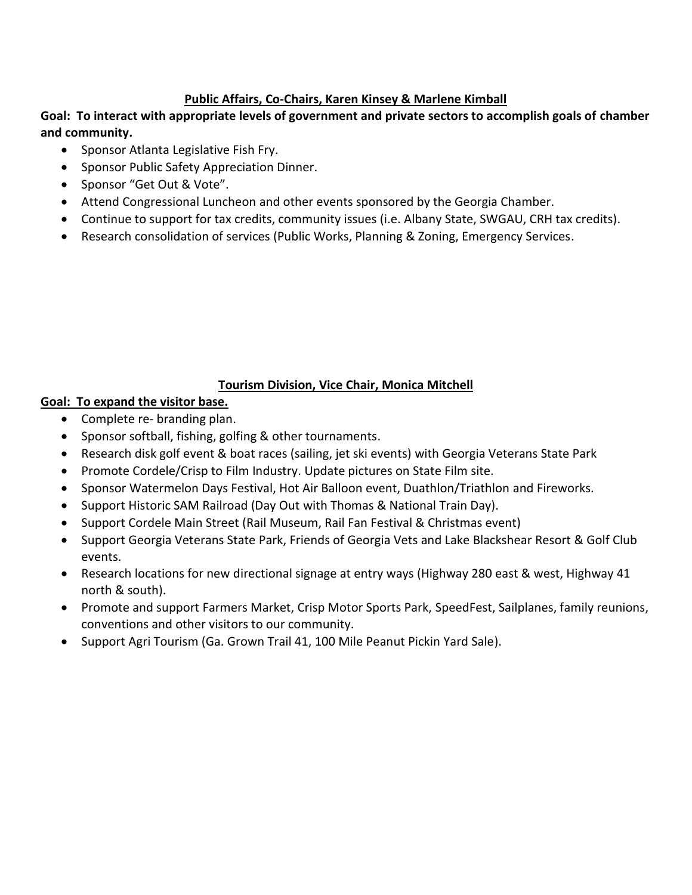**<u>Public Affairs, Co-Chairs, Karen Kinsey & Marlene Kimball</u>**

**Goal: To interact with appropriate levels of government and private sectors to accomplish goals of chamber and community.**

- Sponsor Atlanta Legislative Fish Fry.
- Sponsor Public Safety Appreciation Dinner.
- Sponsor "Get Out & Vote".
- Attend Congressional Luncheon and other events sponsored by the Georgia Chamber.
- Continue to support for tax credits, community issues (i.e. Albany State, SWGAU, CRH tax credits).
- Research consolidation of services (Public Works, Planning & Zoning, Emergency Services.

**<u>Tourism Division, Vice Chair, Monica Mitchell</u>**

**<u>Goal: To expand the visitor base.</u>**

- Complete re- branding plan.
- Sponsor softball, fishing, golfing & other tournaments.
- Research disk golf event & boat races (sailing, jet ski events) with Georgia Veterans State Park
- Promote Cordele/Crisp to Film Industry. Update pictures on State Film site.
- Sponsor Watermelon Days Festival, Hot Air Balloon event, Duathlon/Triathlon and Fireworks.
- Support Historic SAM Railroad (Day Out with Thomas & National Train Day).
- Support Cordele Main Street (Rail Museum, Rail Fan Festival & Christmas event)
- Support Georgia Veterans State Park, Friends of Georgia Vets and Lake Blackshear Resort & Golf Club events.
- Research locations for new directional signage at entry ways (Highway 280 east & west, Highway 41 north & south).
- Promote and support Farmers Market, Crisp Motor Sports Park, SpeedFest, Sailplanes, family reunions, conventions and other visitors to our community.
- Support Agri Tourism (Ga. Grown Trail 41, 100 Mile Peanut Pickin Yard Sale).